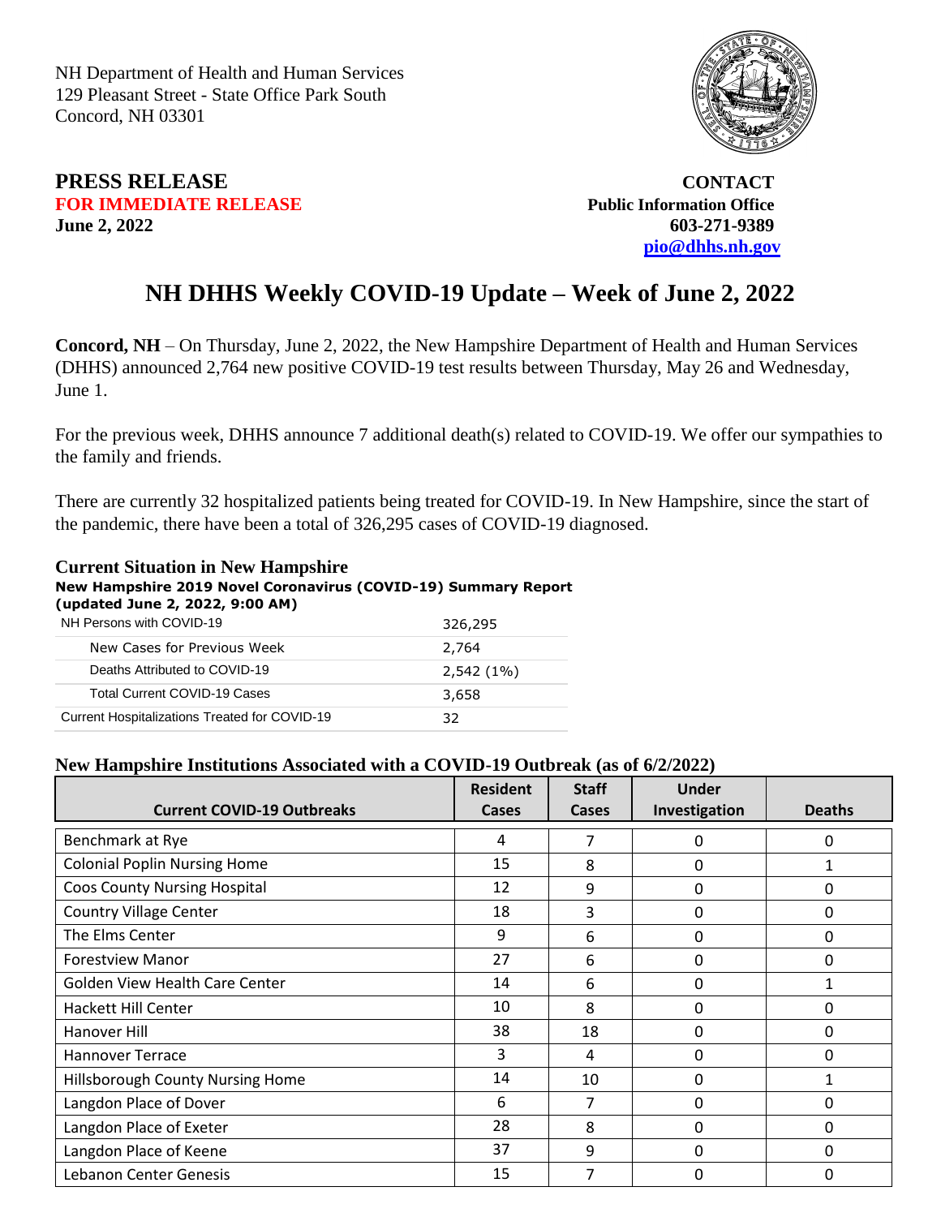NH Department of Health and Human Services
129 Pleasant Street - State Office Park South
Concord, NH 03301

**PRESS RELEASE**
**FOR IMMEDIATE RELEASE**
**June 2, 2022**

**CONTACT**
**Public Information Office**
**603-271-9389**
**pio@dhhs.nh.gov**

# NH DHHS Weekly COVID-19 Update – Week of June 2, 2022

**Concord, NH** – On Thursday, June 2, 2022, the New Hampshire Department of Health and Human Services (DHHS) announced 2,764 new positive COVID-19 test results between Thursday, May 26 and Wednesday, June 1.

For the previous week, DHHS announce 7 additional death(s) related to COVID-19. We offer our sympathies to the family and friends.

There are currently 32 hospitalized patients being treated for COVID-19. In New Hampshire, since the start of the pandemic, there have been a total of 326,295 cases of COVID-19 diagnosed.

### Current Situation in New Hampshire

**New Hampshire 2019 Novel Coronavirus (COVID-19) Summary Report (updated June 2, 2022, 9:00 AM)**

| | |
|---|---|
| NH Persons with COVID-19 | 326,295 |
| New Cases for Previous Week | 2,764 |
| Deaths Attributed to COVID-19 | 2,542 (1%) |
| Total Current COVID-19 Cases | 3,658 |
| Current Hospitalizations Treated for COVID-19 | 32 |

### New Hampshire Institutions Associated with a COVID-19 Outbreak (as of 6/2/2022)

| Current COVID-19 Outbreaks | Resident Cases | Staff Cases | Under Investigation | Deaths |
|---|---|---|---|---|
| Benchmark at Rye | 4 | 7 | 0 | 0 |
| Colonial Poplin Nursing Home | 15 | 8 | 0 | 1 |
| Coos County Nursing Hospital | 12 | 9 | 0 | 0 |
| Country Village Center | 18 | 3 | 0 | 0 |
| The Elms Center | 9 | 6 | 0 | 0 |
| Forestview Manor | 27 | 6 | 0 | 0 |
| Golden View Health Care Center | 14 | 6 | 0 | 1 |
| Hackett Hill Center | 10 | 8 | 0 | 0 |
| Hanover Hill | 38 | 18 | 0 | 0 |
| Hannover Terrace | 3 | 4 | 0 | 0 |
| Hillsborough County Nursing Home | 14 | 10 | 0 | 1 |
| Langdon Place of Dover | 6 | 7 | 0 | 0 |
| Langdon Place of Exeter | 28 | 8 | 0 | 0 |
| Langdon Place of Keene | 37 | 9 | 0 | 0 |
| Lebanon Center Genesis | 15 | 7 | 0 | 0 |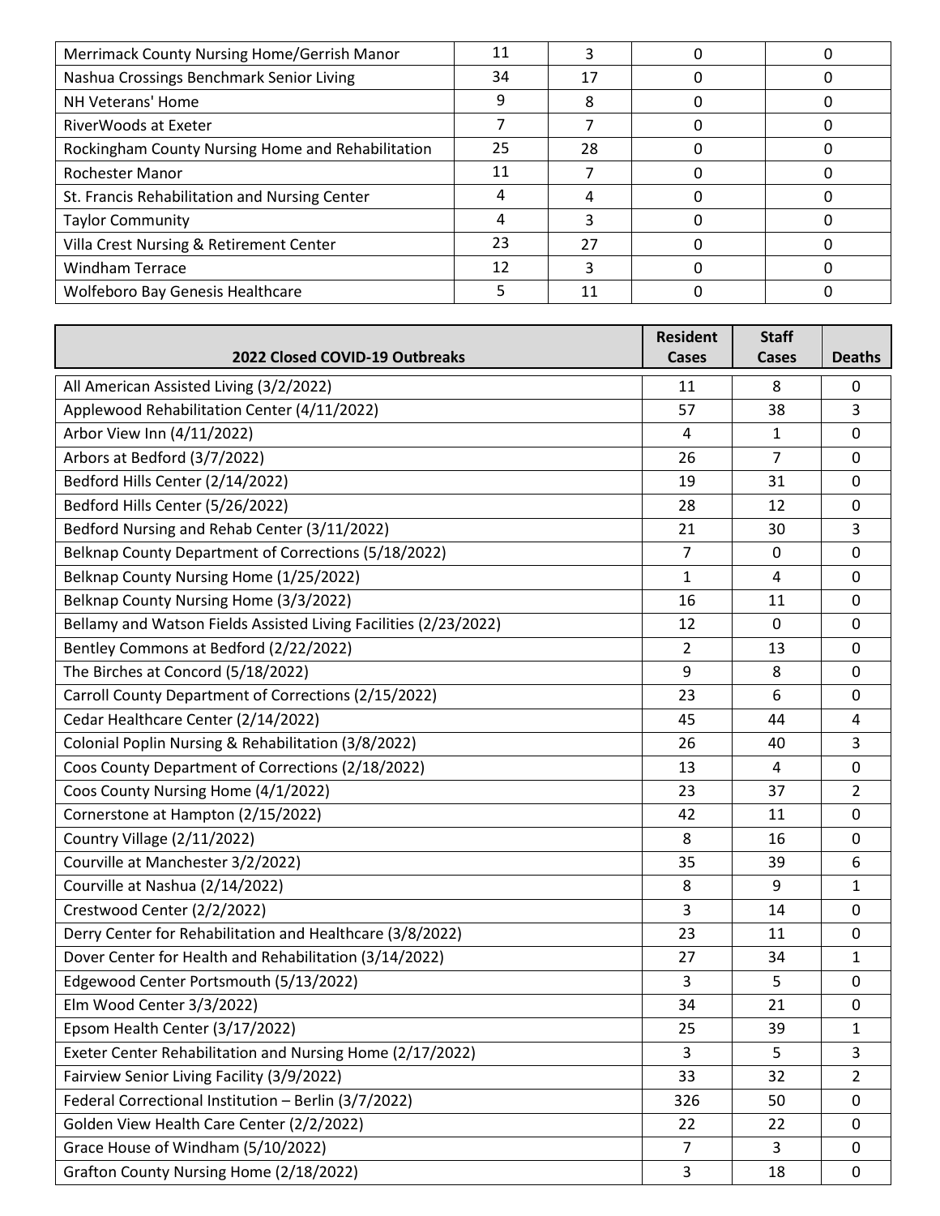| | | | | |
|---|---|---|---|---|
| Merrimack County Nursing Home/Gerrish Manor | 11 | 3 | 0 | 0 |
| Nashua Crossings Benchmark Senior Living | 34 | 17 | 0 | 0 |
| NH Veterans' Home | 9 | 8 | 0 | 0 |
| RiverWoods at Exeter | 7 | 7 | 0 | 0 |
| Rockingham County Nursing Home and Rehabilitation | 25 | 28 | 0 | 0 |
| Rochester Manor | 11 | 7 | 0 | 0 |
| St. Francis Rehabilitation and Nursing Center | 4 | 4 | 0 | 0 |
| Taylor Community | 4 | 3 | 0 | 0 |
| Villa Crest Nursing & Retirement Center | 23 | 27 | 0 | 0 |
| Windham Terrace | 12 | 3 | 0 | 0 |
| Wolfeboro Bay Genesis Healthcare | 5 | 11 | 0 | 0 |

| 2022 Closed COVID-19 Outbreaks | Resident Cases | Staff Cases | Deaths |
|---|---|---|---|
| All American Assisted Living (3/2/2022) | 11 | 8 | 0 |
| Applewood Rehabilitation Center (4/11/2022) | 57 | 38 | 3 |
| Arbor View Inn (4/11/2022) | 4 | 1 | 0 |
| Arbors at Bedford (3/7/2022) | 26 | 7 | 0 |
| Bedford Hills Center (2/14/2022) | 19 | 31 | 0 |
| Bedford Hills Center (5/26/2022) | 28 | 12 | 0 |
| Bedford Nursing and Rehab Center (3/11/2022) | 21 | 30 | 3 |
| Belknap County Department of Corrections (5/18/2022) | 7 | 0 | 0 |
| Belknap County Nursing Home (1/25/2022) | 1 | 4 | 0 |
| Belknap County Nursing Home (3/3/2022) | 16 | 11 | 0 |
| Bellamy and Watson Fields Assisted Living Facilities (2/23/2022) | 12 | 0 | 0 |
| Bentley Commons at Bedford (2/22/2022) | 2 | 13 | 0 |
| The Birches at Concord (5/18/2022) | 9 | 8 | 0 |
| Carroll County Department of Corrections (2/15/2022) | 23 | 6 | 0 |
| Cedar Healthcare Center (2/14/2022) | 45 | 44 | 4 |
| Colonial Poplin Nursing & Rehabilitation (3/8/2022) | 26 | 40 | 3 |
| Coos County Department of Corrections (2/18/2022) | 13 | 4 | 0 |
| Coos County Nursing Home (4/1/2022) | 23 | 37 | 2 |
| Cornerstone at Hampton (2/15/2022) | 42 | 11 | 0 |
| Country Village (2/11/2022) | 8 | 16 | 0 |
| Courville at Manchester 3/2/2022) | 35 | 39 | 6 |
| Courville at Nashua (2/14/2022) | 8 | 9 | 1 |
| Crestwood Center (2/2/2022) | 3 | 14 | 0 |
| Derry Center for Rehabilitation and Healthcare (3/8/2022) | 23 | 11 | 0 |
| Dover Center for Health and Rehabilitation (3/14/2022) | 27 | 34 | 1 |
| Edgewood Center Portsmouth (5/13/2022) | 3 | 5 | 0 |
| Elm Wood Center 3/3/2022) | 34 | 21 | 0 |
| Epsom Health Center (3/17/2022) | 25 | 39 | 1 |
| Exeter Center Rehabilitation and Nursing Home (2/17/2022) | 3 | 5 | 3 |
| Fairview Senior Living Facility (3/9/2022) | 33 | 32 | 2 |
| Federal Correctional Institution – Berlin (3/7/2022) | 326 | 50 | 0 |
| Golden View Health Care Center (2/2/2022) | 22 | 22 | 0 |
| Grace House of Windham (5/10/2022) | 7 | 3 | 0 |
| Grafton County Nursing Home (2/18/2022) | 3 | 18 | 0 |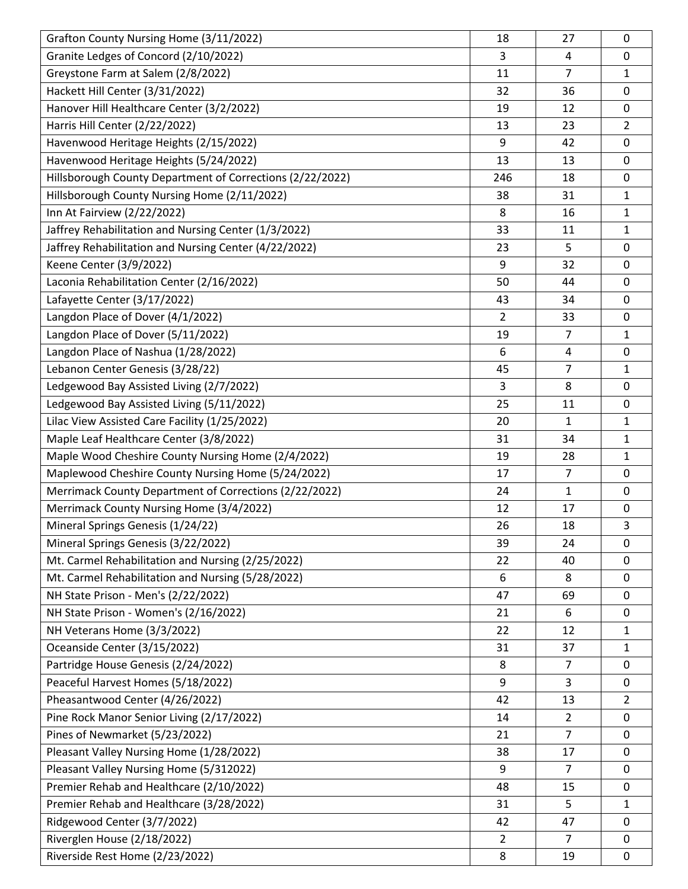| | | | |
|---|---|---|---|
| Grafton County Nursing Home (3/11/2022) | 18 | 27 | 0 |
| Granite Ledges of Concord (2/10/2022) | 3 | 4 | 0 |
| Greystone Farm at Salem (2/8/2022) | 11 | 7 | 1 |
| Hackett Hill Center (3/31/2022) | 32 | 36 | 0 |
| Hanover Hill Healthcare Center (3/2/2022) | 19 | 12 | 0 |
| Harris Hill Center (2/22/2022) | 13 | 23 | 2 |
| Havenwood Heritage Heights (2/15/2022) | 9 | 42 | 0 |
| Havenwood Heritage Heights (5/24/2022) | 13 | 13 | 0 |
| Hillsborough County Department of Corrections (2/22/2022) | 246 | 18 | 0 |
| Hillsborough County Nursing Home (2/11/2022) | 38 | 31 | 1 |
| Inn At Fairview (2/22/2022) | 8 | 16 | 1 |
| Jaffrey Rehabilitation and Nursing Center (1/3/2022) | 33 | 11 | 1 |
| Jaffrey Rehabilitation and Nursing Center (4/22/2022) | 23 | 5 | 0 |
| Keene Center (3/9/2022) | 9 | 32 | 0 |
| Laconia Rehabilitation Center (2/16/2022) | 50 | 44 | 0 |
| Lafayette Center (3/17/2022) | 43 | 34 | 0 |
| Langdon Place of Dover (4/1/2022) | 2 | 33 | 0 |
| Langdon Place of Dover (5/11/2022) | 19 | 7 | 1 |
| Langdon Place of Nashua (1/28/2022) | 6 | 4 | 0 |
| Lebanon Center Genesis (3/28/22) | 45 | 7 | 1 |
| Ledgewood Bay Assisted Living (2/7/2022) | 3 | 8 | 0 |
| Ledgewood Bay Assisted Living (5/11/2022) | 25 | 11 | 0 |
| Lilac View Assisted Care Facility (1/25/2022) | 20 | 1 | 1 |
| Maple Leaf Healthcare Center (3/8/2022) | 31 | 34 | 1 |
| Maple Wood Cheshire County Nursing Home (2/4/2022) | 19 | 28 | 1 |
| Maplewood Cheshire County Nursing Home (5/24/2022) | 17 | 7 | 0 |
| Merrimack County Department of Corrections (2/22/2022) | 24 | 1 | 0 |
| Merrimack County Nursing Home (3/4/2022) | 12 | 17 | 0 |
| Mineral Springs Genesis (1/24/22) | 26 | 18 | 3 |
| Mineral Springs Genesis (3/22/2022) | 39 | 24 | 0 |
| Mt. Carmel Rehabilitation and Nursing (2/25/2022) | 22 | 40 | 0 |
| Mt. Carmel Rehabilitation and Nursing (5/28/2022) | 6 | 8 | 0 |
| NH State Prison - Men's (2/22/2022) | 47 | 69 | 0 |
| NH State Prison - Women's (2/16/2022) | 21 | 6 | 0 |
| NH Veterans Home (3/3/2022) | 22 | 12 | 1 |
| Oceanside Center (3/15/2022) | 31 | 37 | 1 |
| Partridge House Genesis (2/24/2022) | 8 | 7 | 0 |
| Peaceful Harvest Homes (5/18/2022) | 9 | 3 | 0 |
| Pheasantwood Center (4/26/2022) | 42 | 13 | 2 |
| Pine Rock Manor Senior Living (2/17/2022) | 14 | 2 | 0 |
| Pines of Newmarket (5/23/2022) | 21 | 7 | 0 |
| Pleasant Valley Nursing Home (1/28/2022) | 38 | 17 | 0 |
| Pleasant Valley Nursing Home (5/312022) | 9 | 7 | 0 |
| Premier Rehab and Healthcare (2/10/2022) | 48 | 15 | 0 |
| Premier Rehab and Healthcare (3/28/2022) | 31 | 5 | 1 |
| Ridgewood Center (3/7/2022) | 42 | 47 | 0 |
| Riverglen House (2/18/2022) | 2 | 7 | 0 |
| Riverside Rest Home (2/23/2022) | 8 | 19 | 0 |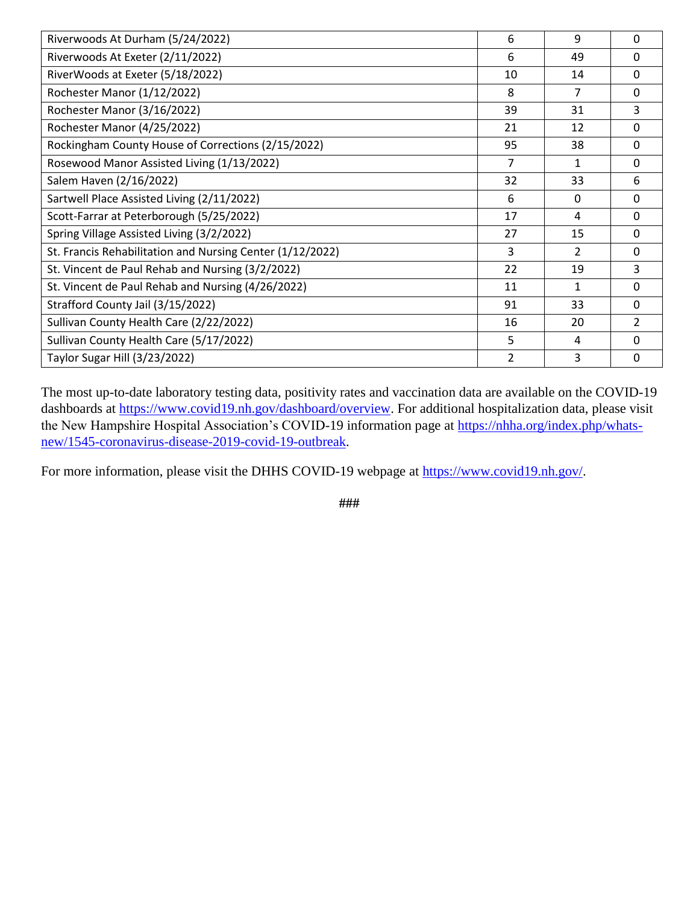| | | | |
|---|---|---|---|
| Riverwoods At Durham (5/24/2022) | 6 | 9 | 0 |
| Riverwoods At Exeter (2/11/2022) | 6 | 49 | 0 |
| RiverWoods at Exeter (5/18/2022) | 10 | 14 | 0 |
| Rochester Manor (1/12/2022) | 8 | 7 | 0 |
| Rochester Manor (3/16/2022) | 39 | 31 | 3 |
| Rochester Manor (4/25/2022) | 21 | 12 | 0 |
| Rockingham County House of Corrections (2/15/2022) | 95 | 38 | 0 |
| Rosewood Manor Assisted Living (1/13/2022) | 7 | 1 | 0 |
| Salem Haven (2/16/2022) | 32 | 33 | 6 |
| Sartwell Place Assisted Living (2/11/2022) | 6 | 0 | 0 |
| Scott-Farrar at Peterborough (5/25/2022) | 17 | 4 | 0 |
| Spring Village Assisted Living (3/2/2022) | 27 | 15 | 0 |
| St. Francis Rehabilitation and Nursing Center (1/12/2022) | 3 | 2 | 0 |
| St. Vincent de Paul Rehab and Nursing (3/2/2022) | 22 | 19 | 3 |
| St. Vincent de Paul Rehab and Nursing (4/26/2022) | 11 | 1 | 0 |
| Strafford County Jail (3/15/2022) | 91 | 33 | 0 |
| Sullivan County Health Care (2/22/2022) | 16 | 20 | 2 |
| Sullivan County Health Care (5/17/2022) | 5 | 4 | 0 |
| Taylor Sugar Hill (3/23/2022) | 2 | 3 | 0 |

The most up-to-date laboratory testing data, positivity rates and vaccination data are available on the COVID-19 dashboards at https://www.covid19.nh.gov/dashboard/overview. For additional hospitalization data, please visit the New Hampshire Hospital Association's COVID-19 information page at https://nhha.org/index.php/whats-new/1545-coronavirus-disease-2019-covid-19-outbreak.

For more information, please visit the DHHS COVID-19 webpage at https://www.covid19.nh.gov/.

###